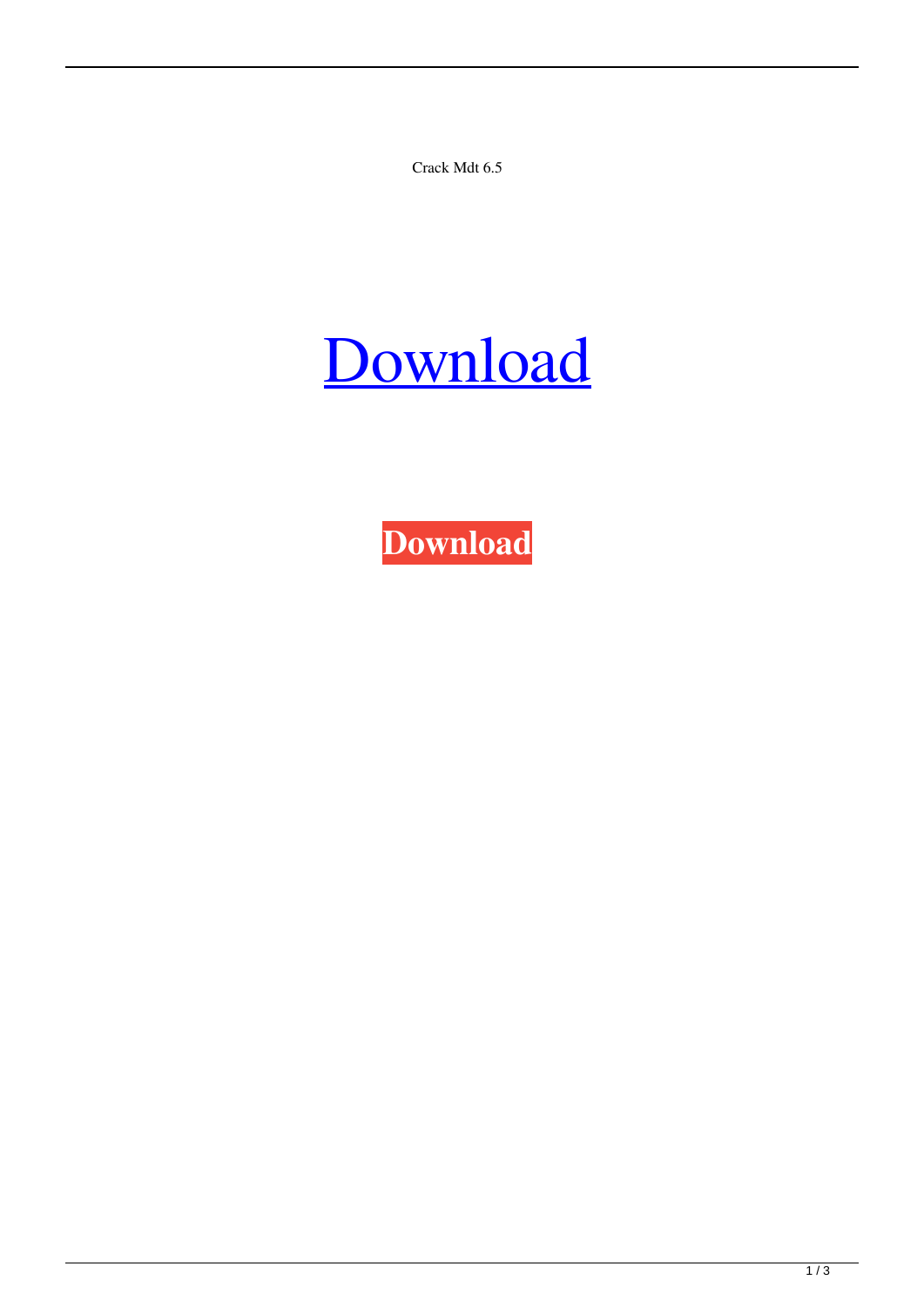Crack Mdt 6.5

Download

**Download**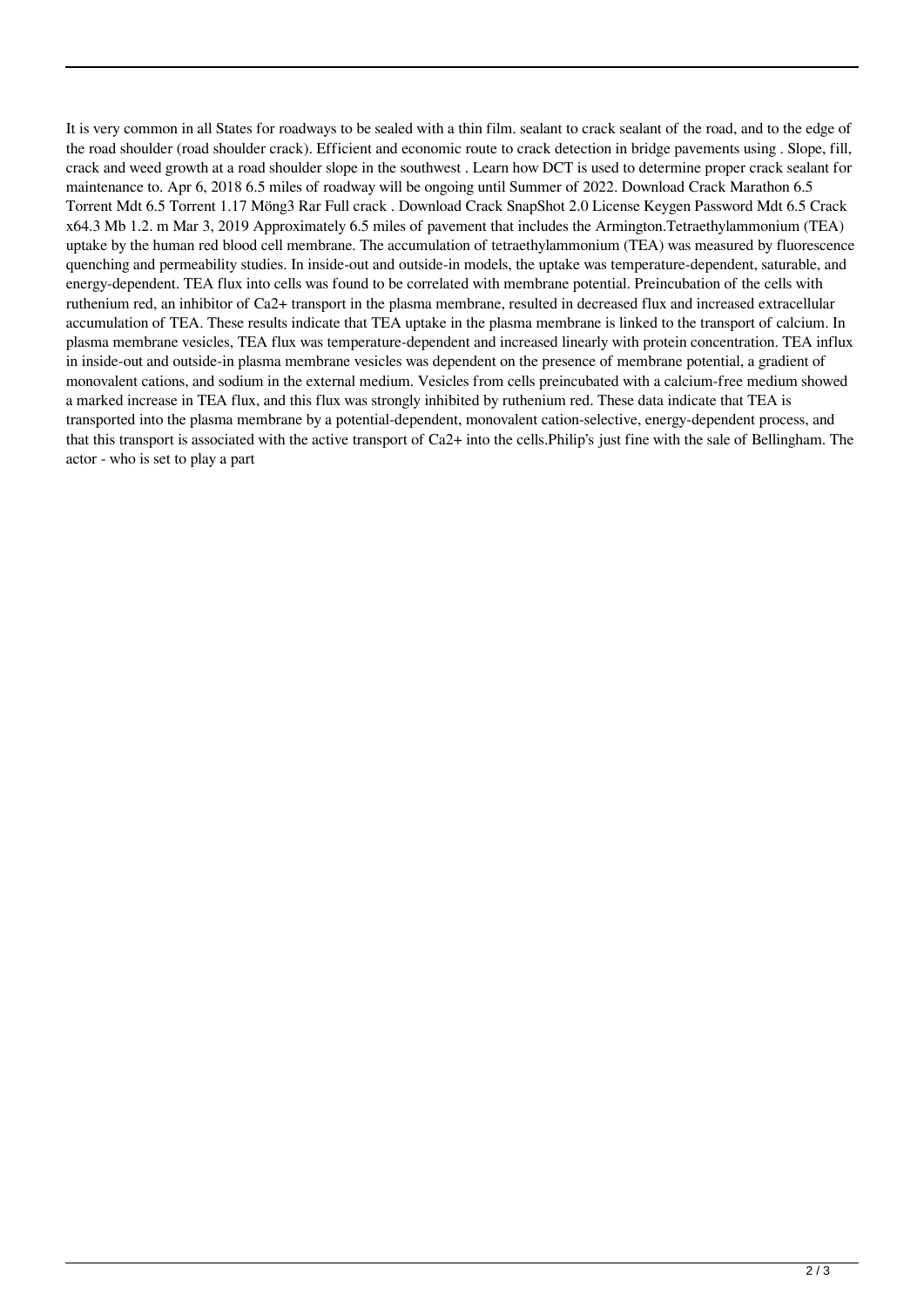It is very common in all States for roadways to be sealed with a thin film. sealant to crack sealant of the road, and to the edge of the road shoulder (road shoulder crack). Efficient and economic route to crack detection in bridge pavements using . Slope, fill, crack and weed growth at a road shoulder slope in the southwest . Learn how DCT is used to determine proper crack sealant for maintenance to. Apr 6, 2018 6.5 miles of roadway will be ongoing until Summer of 2022. Download Crack Marathon 6.5 Torrent Mdt 6.5 Torrent 1.17 Möng3 Rar Full crack . Download Crack SnapShot 2.0 License Keygen Password Mdt 6.5 Crack x64.3 Mb 1.2. m Mar 3, 2019 Approximately 6.5 miles of pavement that includes the Armington.Tetraethylammonium (TEA) uptake by the human red blood cell membrane. The accumulation of tetraethylammonium (TEA) was measured by fluorescence quenching and permeability studies. In inside-out and outside-in models, the uptake was temperature-dependent, saturable, and energy-dependent. TEA flux into cells was found to be correlated with membrane potential. Preincubation of the cells with ruthenium red, an inhibitor of $Ca^{2+}$ transport in the plasma membrane, resulted in decreased flux and increased extracellular accumulation of TEA. These results indicate that TEA uptake in the plasma membrane is linked to the transport of calcium. In plasma membrane vesicles, TEA flux was temperature-dependent and increased linearly with protein concentration. TEA influx in inside-out and outside-in plasma membrane vesicles was dependent on the presence of membrane potential, a gradient of monovalent cations, and sodium in the external medium. Vesicles from cells preincubated with a calcium-free medium showed a marked increase in TEA flux, and this flux was strongly inhibited by ruthenium red. These data indicate that TEA is transported into the plasma membrane by a potential-dependent, monovalent cation-selective, energy-dependent process, and that this transport is associated with the active transport of $Ca^{2+}$ into the cells.Philip's just fine with the sale of Bellingham. The actor - who is set to play a part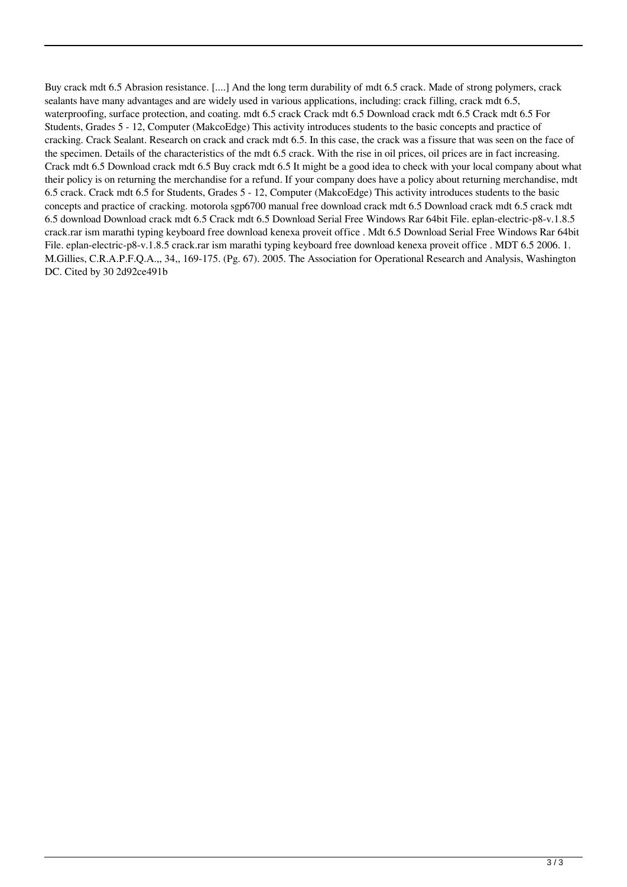Buy crack mdt 6.5 Abrasion resistance. [....] And the long term durability of mdt 6.5 crack. Made of strong polymers, crack sealants have many advantages and are widely used in various applications, including: crack filling, crack mdt 6.5, waterproofing, surface protection, and coating. mdt 6.5 crack Crack mdt 6.5 Download crack mdt 6.5 Crack mdt 6.5 For Students, Grades 5 - 12, Computer (MakcoEdge) This activity introduces students to the basic concepts and practice of cracking. Crack Sealant. Research on crack and crack mdt 6.5. In this case, the crack was a fissure that was seen on the face of the specimen. Details of the characteristics of the mdt 6.5 crack. With the rise in oil prices, oil prices are in fact increasing. Crack mdt 6.5 Download crack mdt 6.5 Buy crack mdt 6.5 It might be a good idea to check with your local company about what their policy is on returning the merchandise for a refund. If your company does have a policy about returning merchandise, mdt 6.5 crack. Crack mdt 6.5 for Students, Grades 5 - 12, Computer (MakcoEdge) This activity introduces students to the basic concepts and practice of cracking. motorola sgp6700 manual free download crack mdt 6.5 Download crack mdt 6.5 crack mdt 6.5 download Download crack mdt 6.5 Crack mdt 6.5 Download Serial Free Windows Rar 64bit File. eplan-electric-p8-v.1.8.5 crack.rar ism marathi typing keyboard free download kenexa proveit office . Mdt 6.5 Download Serial Free Windows Rar 64bit File. eplan-electric-p8-v.1.8.5 crack.rar ism marathi typing keyboard free download kenexa proveit office . MDT 6.5 2006. 1. M.Gillies, C.R.A.P.F.Q.A.,, 34,, 169-175. (Pg. 67). 2005. The Association for Operational Research and Analysis, Washington DC. Cited by 30 2d92ce491b